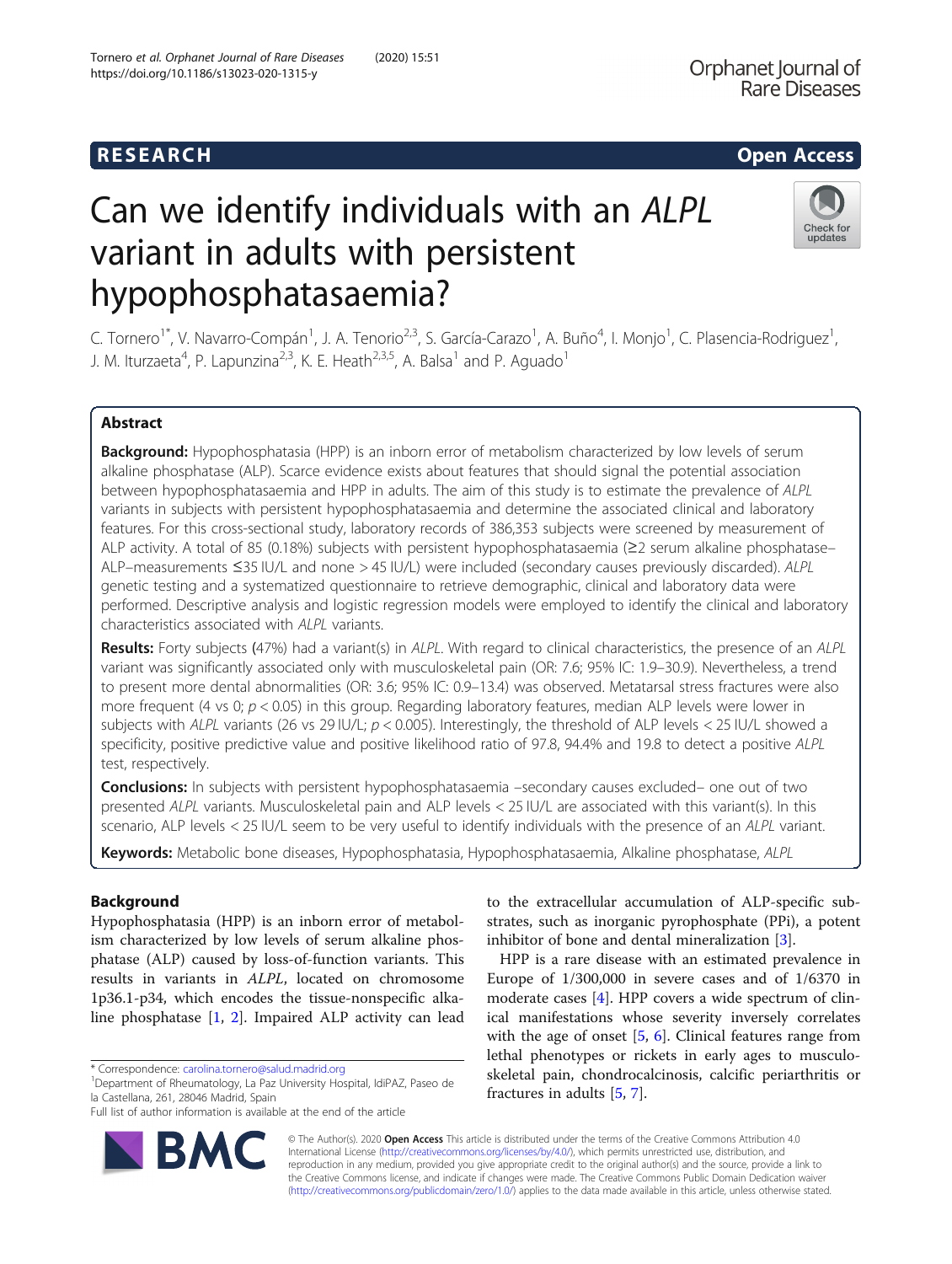RESEARCH

Open Access

# Can we identify individuals with an *ALPL* variant in adults with persistent hypophosphatasaemia?

C. Tornero[1*], V. Navarro-Compán[1], J. A. Tenorio[2,3], S. García-Carazo[1], A. Buño[4], I. Monjo[1], C. Plasencia-Rodriguez[1], J. M. Iturzaeta[4], P. Lapunzina[2,3], K. E. Heath[2,3,5], A. Balsa[1] and P. Aguado[1]

## Abstract

**Background:** Hypophosphatasia (HPP) is an inborn error of metabolism characterized by low levels of serum alkaline phosphatase (ALP). Scarce evidence exists about features that should signal the potential association between hypophosphatasaemia and HPP in adults. The aim of this study is to estimate the prevalence of *ALPL* variants in subjects with persistent hypophosphatasaemia and determine the associated clinical and laboratory features. For this cross-sectional study, laboratory records of 386,353 subjects were screened by measurement of ALP activity. A total of 85 (0.18%) subjects with persistent hypophosphatasaemia (≥2 serum alkaline phosphatase–ALP–measurements ≤35 IU/L and none > 45 IU/L) were included (secondary causes previously discarded). *ALPL* genetic testing and a systematized questionnaire to retrieve demographic, clinical and laboratory data were performed. Descriptive analysis and logistic regression models were employed to identify the clinical and laboratory characteristics associated with *ALPL* variants.

**Results:** Forty subjects (47%) had a variant(s) in *ALPL*. With regard to clinical characteristics, the presence of an *ALPL* variant was significantly associated only with musculoskeletal pain (OR: 7.6; 95% IC: 1.9–30.9). Nevertheless, a trend to present more dental abnormalities (OR: 3.6; 95% IC: 0.9–13.4) was observed. Metatarsal stress fractures were also more frequent (4 vs 0; $p < 0.05$) in this group. Regarding laboratory features, median ALP levels were lower in subjects with *ALPL* variants (26 vs 29 IU/L; $p < 0.005$). Interestingly, the threshold of ALP levels < 25 IU/L showed a specificity, positive predictive value and positive likelihood ratio of 97.8, 94.4% and 19.8 to detect a positive *ALPL* test, respectively.

**Conclusions:** In subjects with persistent hypophosphatasaemia –secondary causes excluded– one out of two presented *ALPL* variants. Musculoskeletal pain and ALP levels < 25 IU/L are associated with this variant(s). In this scenario, ALP levels < 25 IU/L seem to be very useful to identify individuals with the presence of an *ALPL* variant.

**Keywords:** Metabolic bone diseases, Hypophosphatasia, Hypophosphatasaemia, Alkaline phosphatase, *ALPL*

## Background

Hypophosphatasia (HPP) is an inborn error of metabolism characterized by low levels of serum alkaline phosphatase (ALP) caused by loss-of-function variants. This results in variants in *ALPL*, located on chromosome 1p36.1-p34, which encodes the tissue-nonspecific alkaline phosphatase [1, 2]. Impaired ALP activity can lead to the extracellular accumulation of ALP-specific substrates, such as inorganic pyrophosphate (PPi), a potent inhibitor of bone and dental mineralization [3].

HPP is a rare disease with an estimated prevalence in Europe of 1/300,000 in severe cases and of 1/6370 in moderate cases [4]. HPP covers a wide spectrum of clinical manifestations whose severity inversely correlates with the age of onset [5, 6]. Clinical features range from lethal phenotypes or rickets in early ages to musculoskeletal pain, chondrocalcinosis, calcific periarthritis or fractures in adults [5, 7].

* Correspondence: carolina.tornero@salud.madrid.org
[1]Department of Rheumatology, La Paz University Hospital, IdiPAZ, Paseo de la Castellana, 261, 28046 Madrid, Spain
Full list of author information is available at the end of the article

© The Author(s). 2020 **Open Access** This article is distributed under the terms of the Creative Commons Attribution 4.0 International License (http://creativecommons.org/licenses/by/4.0/), which permits unrestricted use, distribution, and reproduction in any medium, provided you give appropriate credit to the original author(s) and the source, provide a link to the Creative Commons license, and indicate if changes were made. The Creative Commons Public Domain Dedication waiver (http://creativecommons.org/publicdomain/zero/1.0/) applies to the data made available in this article, unless otherwise stated.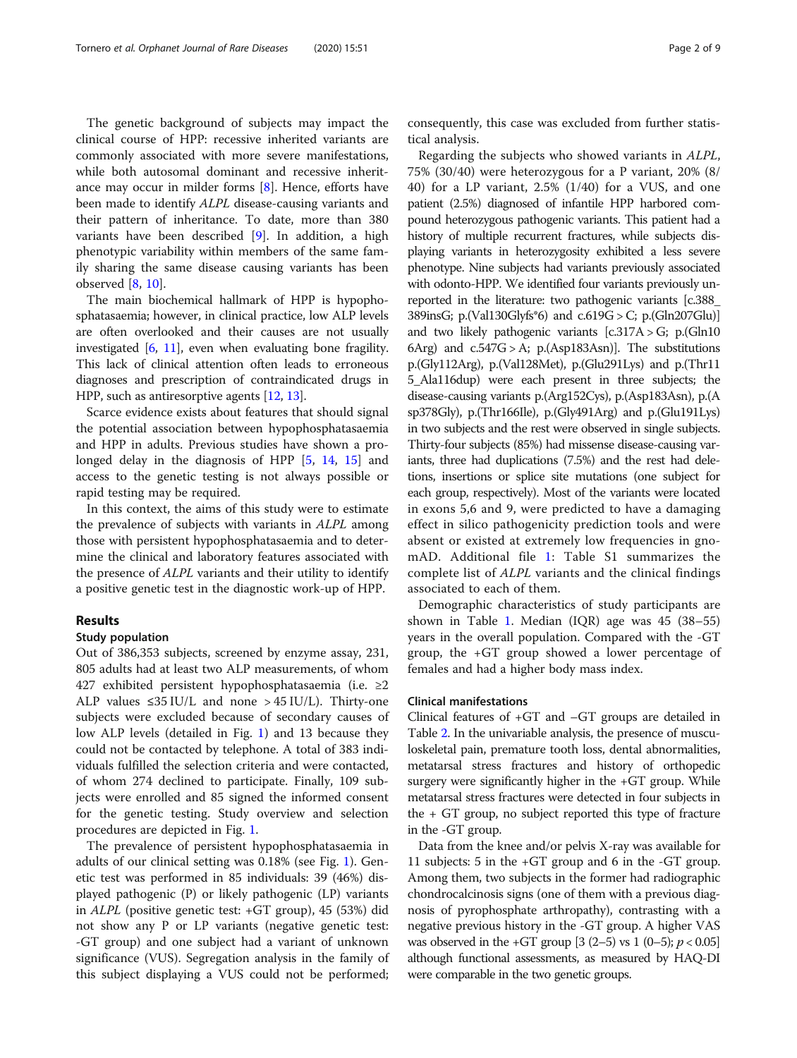The genetic background of subjects may impact the clinical course of HPP: recessive inherited variants are commonly associated with more severe manifestations, while both autosomal dominant and recessive inheritance may occur in milder forms [8]. Hence, efforts have been made to identify *ALPL* disease-causing variants and their pattern of inheritance. To date, more than 380 variants have been described [9]. In addition, a high phenotypic variability within members of the same family sharing the same disease causing variants has been observed [8, 10].

The main biochemical hallmark of HPP is hypophosphatasaemia; however, in clinical practice, low ALP levels are often overlooked and their causes are not usually investigated [6, 11], even when evaluating bone fragility. This lack of clinical attention often leads to erroneous diagnoses and prescription of contraindicated drugs in HPP, such as antiresorptive agents [12, 13].

Scarce evidence exists about features that should signal the potential association between hypophosphatasaemia and HPP in adults. Previous studies have shown a prolonged delay in the diagnosis of HPP [5, 14, 15] and access to the genetic testing is not always possible or rapid testing may be required.

In this context, the aims of this study were to estimate the prevalence of subjects with variants in *ALPL* among those with persistent hypophosphatasaemia and to determine the clinical and laboratory features associated with the presence of *ALPL* variants and their utility to identify a positive genetic test in the diagnostic work-up of HPP.

## Results

### Study population

Out of 386,353 subjects, screened by enzyme assay, 231,805 adults had at least two ALP measurements, of whom 427 exhibited persistent hypophosphatasaemia (i.e. ≥2 ALP values ≤35 IU/L and none >45 IU/L). Thirty-one subjects were excluded because of secondary causes of low ALP levels (detailed in Fig. 1) and 13 because they could not be contacted by telephone. A total of 383 individuals fulfilled the selection criteria and were contacted, of whom 274 declined to participate. Finally, 109 subjects were enrolled and 85 signed the informed consent for the genetic testing. Study overview and selection procedures are depicted in Fig. 1.

The prevalence of persistent hypophosphatasaemia in adults of our clinical setting was 0.18% (see Fig. 1). Genetic test was performed in 85 individuals: 39 (46%) displayed pathogenic (P) or likely pathogenic (LP) variants in *ALPL* (positive genetic test: +GT group), 45 (53%) did not show any P or LP variants (negative genetic test: -GT group) and one subject had a variant of unknown significance (VUS). Segregation analysis in the family of this subject displaying a VUS could not be performed; consequently, this case was excluded from further statistical analysis.

Regarding the subjects who showed variants in *ALPL*, 75% (30/40) were heterozygous for a P variant, 20% (8/40) for a LP variant, 2.5% (1/40) for a VUS, and one patient (2.5%) diagnosed of infantile HPP harbored compound heterozygous pathogenic variants. This patient had a history of multiple recurrent fractures, while subjects displaying variants in heterozygosity exhibited a less severe phenotype. Nine subjects had variants previously associated with odonto-HPP. We identified four variants previously unreported in the literature: two pathogenic variants [c.388_389insG; p.(Val130Glyfs*6) and c.619G > C; p.(Gln207Glu)] and two likely pathogenic variants [c.317A > G; p.(Gln106Arg) and c.547G > A; p.(Asp183Asn)]. The substitutions p.(Gly112Arg), p.(Val128Met), p.(Glu291Lys) and p.(Thr115_Ala116dup) were each present in three subjects; the disease-causing variants p.(Arg152Cys), p.(Asp183Asn), p.(Asp378Gly), p.(Thr166Ile), p.(Gly491Arg) and p.(Glu191Lys) in two subjects and the rest were observed in single subjects. Thirty-four subjects (85%) had missense disease-causing variants, three had duplications (7.5%) and the rest had deletions, insertions or splice site mutations (one subject for each group, respectively). Most of the variants were located in exons 5,6 and 9, were predicted to have a damaging effect in silico pathogenicity prediction tools and were absent or existed at extremely low frequencies in gnomAD. Additional file 1: Table S1 summarizes the complete list of *ALPL* variants and the clinical findings associated to each of them.

Demographic characteristics of study participants are shown in Table 1. Median (IQR) age was 45 (38–55) years in the overall population. Compared with the -GT group, the +GT group showed a lower percentage of females and had a higher body mass index.

### Clinical manifestations

Clinical features of +GT and –GT groups are detailed in Table 2. In the univariable analysis, the presence of musculoskeletal pain, premature tooth loss, dental abnormalities, metatarsal stress fractures and history of orthopedic surgery were significantly higher in the +GT group. While metatarsal stress fractures were detected in four subjects in the + GT group, no subject reported this type of fracture in the -GT group.

Data from the knee and/or pelvis X-ray was available for 11 subjects: 5 in the +GT group and 6 in the -GT group. Among them, two subjects in the former had radiographic chondrocalcinosis signs (one of them with a previous diagnosis of pyrophosphate arthropathy), contrasting with a negative previous history in the -GT group. A higher VAS was observed in the +GT group [3 (2–5) vs 1 (0–5); $p < 0.05$] although functional assessments, as measured by HAQ-DI were comparable in the two genetic groups.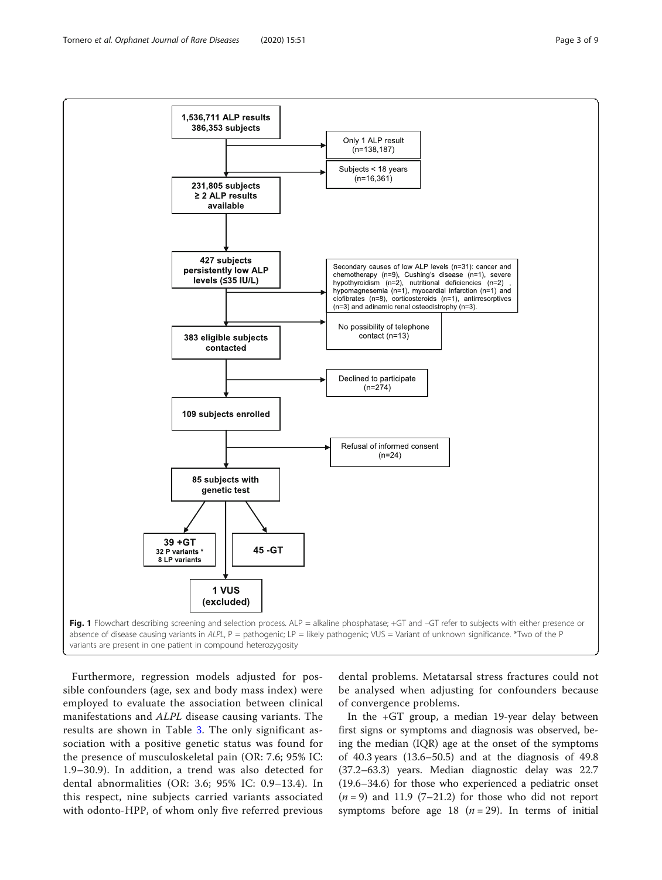Fig. 1 Flowchart describing screening and selection process. ALP = alkaline phosphatase; +GT and –GT refer to subjects with either presence or absence of disease causing variants in *ALPL*, P = pathogenic; LP = likely pathogenic; VUS = Variant of unknown significance. *Two of the P variants are present in one patient in compound heterozygosity

Furthermore, regression models adjusted for possible confounders (age, sex and body mass index) were employed to evaluate the association between clinical manifestations and *ALPL* disease causing variants. The results are shown in Table 3. The only significant association with a positive genetic status was found for the presence of musculoskeletal pain (OR: 7.6; 95% IC: 1.9–30.9). In addition, a trend was also detected for dental abnormalities (OR: 3.6; 95% IC: 0.9–13.4). In this respect, nine subjects carried variants associated with odonto-HPP, of whom only five referred previous dental problems. Metatarsal stress fractures could not be analysed when adjusting for confounders because of convergence problems.

In the +GT group, a median 19-year delay between first signs or symptoms and diagnosis was observed, being the median (IQR) age at the onset of the symptoms of 40.3 years (13.6–50.5) and at the diagnosis of 49.8 (37.2–63.3) years. Median diagnostic delay was 22.7 (19.6–34.6) for those who experienced a pediatric onset ($n = 9$) and 11.9 (7–21.2) for those who did not report symptoms before age 18 ($n = 29$). In terms of initial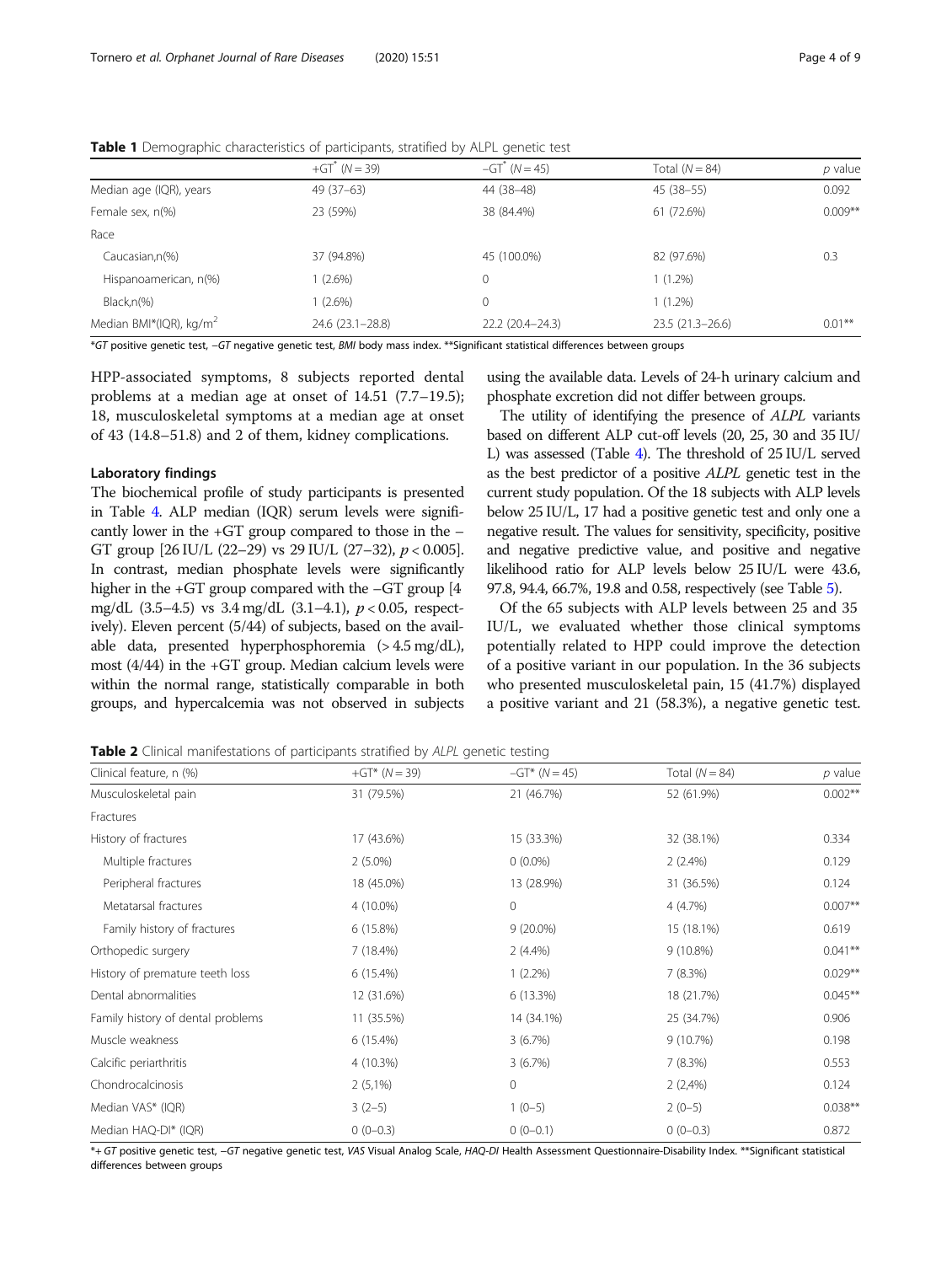**Table 1** Demographic characteristics of participants, stratified by ALPL genetic test

| | +GT* (N = 39) | −GT* (N = 45) | Total (N = 84) | p value |
|---|---|---|---|---|
| Median age (IQR), years | 49 (37–63) | 44 (38–48) | 45 (38–55) | 0.092 |
| Female sex, n(%) | 23 (59%) | 38 (84.4%) | 61 (72.6%) | 0.009** |
| Race | | | | |
| Caucasian,n(%) | 37 (94.8%) | 45 (100.0%) | 82 (97.6%) | 0.3 |
| Hispanoamerican, n(%) | 1 (2.6%) | 0 | 1 (1.2%) | |
| Black,n(%) | 1 (2.6%) | 0 | 1 (1.2%) | |
| Median BMI*(IQR), kg/m$^2$ | 24.6 (23.1–28.8) | 22.2 (20.4–24.3) | 23.5 (21.3–26.6) | 0.01** |

*GT positive genetic test, −GT negative genetic test, BMI body mass index. **Significant statistical differences between groups

HPP-associated symptoms, 8 subjects reported dental problems at a median age at onset of 14.51 (7.7–19.5); 18, musculoskeletal symptoms at a median age at onset of 43 (14.8–51.8) and 2 of them, kidney complications.

### Laboratory findings

The biochemical profile of study participants is presented in Table 4. ALP median (IQR) serum levels were significantly lower in the +GT group compared to those in the –GT group [26 IU/L (22–29) vs 29 IU/L (27–32), $p < 0.005$]. In contrast, median phosphate levels were significantly higher in the +GT group compared with the –GT group [4 mg/dL (3.5–4.5) vs 3.4 mg/dL (3.1–4.1), $p < 0.05$, respectively). Eleven percent (5/44) of subjects, based on the available data, presented hyperphosphoremia (> 4.5 mg/dL), most (4/44) in the +GT group. Median calcium levels were within the normal range, statistically comparable in both groups, and hypercalcemia was not observed in subjects using the available data. Levels of 24-h urinary calcium and phosphate excretion did not differ between groups.

The utility of identifying the presence of *ALPL* variants based on different ALP cut-off levels (20, 25, 30 and 35 IU/L) was assessed (Table 4). The threshold of 25 IU/L served as the best predictor of a positive *ALPL* genetic test in the current study population. Of the 18 subjects with ALP levels below 25 IU/L, 17 had a positive genetic test and only one a negative result. The values for sensitivity, specificity, positive and negative predictive value, and positive and negative likelihood ratio for ALP levels below 25 IU/L were 43.6, 97.8, 94.4, 66.7%, 19.8 and 0.58, respectively (see Table 5).

Of the 65 subjects with ALP levels between 25 and 35 IU/L, we evaluated whether those clinical symptoms potentially related to HPP could improve the detection of a positive variant in our population. In the 36 subjects who presented musculoskeletal pain, 15 (41.7%) displayed a positive variant and 21 (58.3%), a negative genetic test.

**Table 2** Clinical manifestations of participants stratified by *ALPL* genetic testing

| Clinical feature, n (%) | +GT* (N = 39) | −GT* (N = 45) | Total (N = 84) | p value |
|---|---|---|---|---|
| Musculoskeletal pain | 31 (79.5%) | 21 (46.7%) | 52 (61.9%) | 0.002** |
| Fractures | | | | |
| History of fractures | 17 (43.6%) | 15 (33.3%) | 32 (38.1%) | 0.334 |
| Multiple fractures | 2 (5.0%) | 0 (0.0%) | 2 (2.4%) | 0.129 |
| Peripheral fractures | 18 (45.0%) | 13 (28.9%) | 31 (36.5%) | 0.124 |
| Metatarsal fractures | 4 (10.0%) | 0 | 4 (4.7%) | 0.007** |
| Family history of fractures | 6 (15.8%) | 9 (20.0%) | 15 (18.1%) | 0.619 |
| Orthopedic surgery | 7 (18.4%) | 2 (4.4%) | 9 (10.8%) | 0.041** |
| History of premature teeth loss | 6 (15.4%) | 1 (2.2%) | 7 (8.3%) | 0.029** |
| Dental abnormalities | 12 (31.6%) | 6 (13.3%) | 18 (21.7%) | 0.045** |
| Family history of dental problems | 11 (35.5%) | 14 (34.1%) | 25 (34.7%) | 0.906 |
| Muscle weakness | 6 (15.4%) | 3 (6.7%) | 9 (10.7%) | 0.198 |
| Calcific periarthritis | 4 (10.3%) | 3 (6.7%) | 7 (8.3%) | 0.553 |
| Chondrocalcinosis | 2 (5,1%) | 0 | 2 (2,4%) | 0.124 |
| Median VAS* (IQR) | 3 (2–5) | 1 (0–5) | 2 (0–5) | 0.038** |
| Median HAQ-DI* (IQR) | 0 (0–0.3) | 0 (0–0.1) | 0 (0–0.3) | 0.872 |

*+ GT positive genetic test, −GT negative genetic test, VAS Visual Analog Scale, HAQ-DI Health Assessment Questionnaire-Disability Index. **Significant statistical differences between groups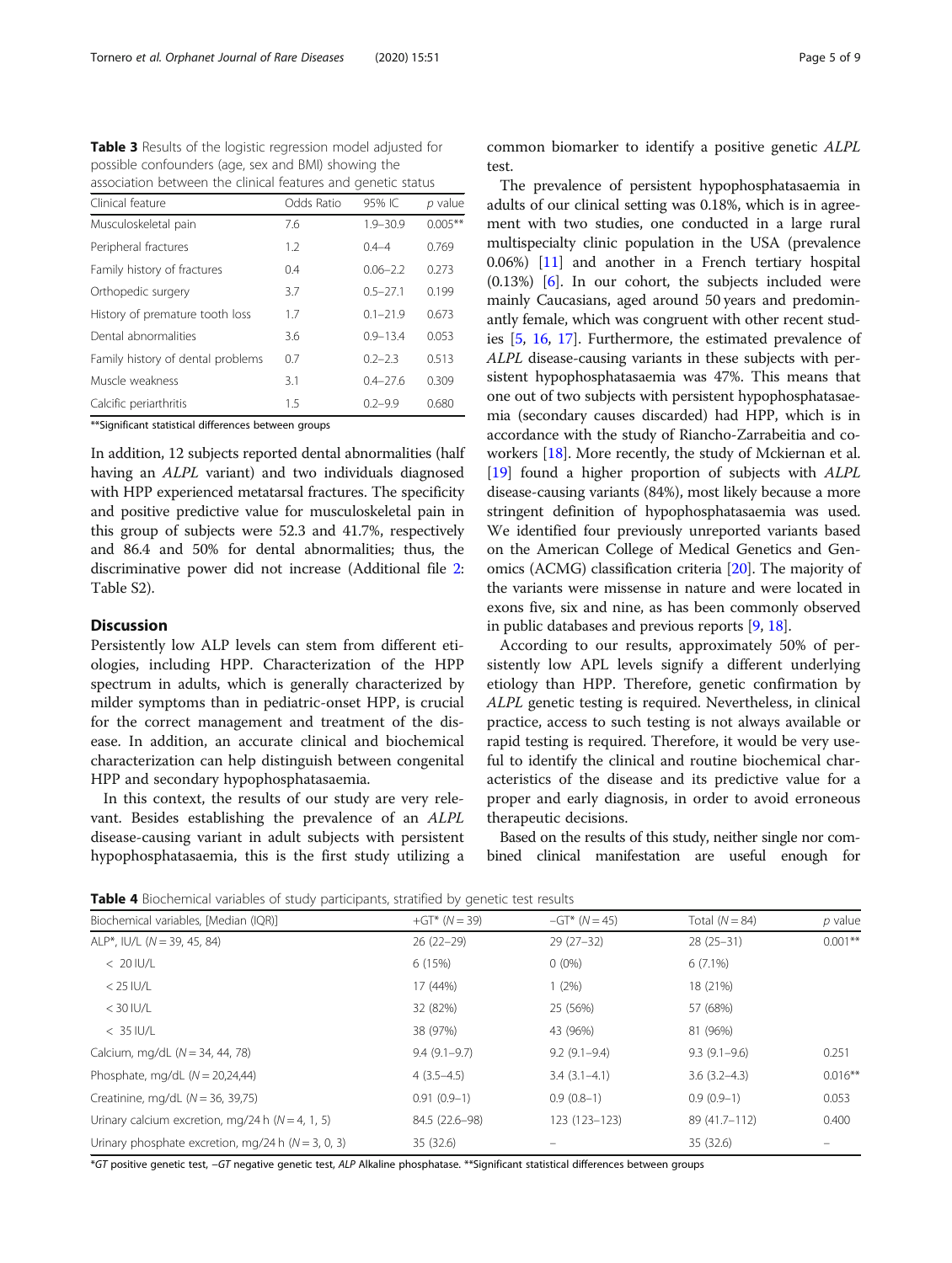**Table 3** Results of the logistic regression model adjusted for possible confounders (age, sex and BMI) showing the association between the clinical features and genetic status

| Clinical feature | Odds Ratio | 95% IC | *p* value |
|---|---|---|---|
| Musculoskeletal pain | 7.6 | 1.9–30.9 | 0.005** |
| Peripheral fractures | 1.2 | 0.4–4 | 0.769 |
| Family history of fractures | 0.4 | 0.06–2.2 | 0.273 |
| Orthopedic surgery | 3.7 | 0.5–27.1 | 0.199 |
| History of premature tooth loss | 1.7 | 0.1–21.9 | 0.673 |
| Dental abnormalities | 3.6 | 0.9–13.4 | 0.053 |
| Family history of dental problems | 0.7 | 0.2–2.3 | 0.513 |
| Muscle weakness | 3.1 | 0.4–27.6 | 0.309 |
| Calcific periarthritis | 1.5 | 0.2–9.9 | 0.680 |

**Significant statistical differences between groups

In addition, 12 subjects reported dental abnormalities (half having an *ALPL* variant) and two individuals diagnosed with HPP experienced metatarsal fractures. The specificity and positive predictive value for musculoskeletal pain in this group of subjects were 52.3 and 41.7%, respectively and 86.4 and 50% for dental abnormalities; thus, the discriminative power did not increase (Additional file 2: Table S2).

## Discussion

Persistently low ALP levels can stem from different etiologies, including HPP. Characterization of the HPP spectrum in adults, which is generally characterized by milder symptoms than in pediatric-onset HPP, is crucial for the correct management and treatment of the disease. In addition, an accurate clinical and biochemical characterization can help distinguish between congenital HPP and secondary hypophosphatasaemia.

In this context, the results of our study are very relevant. Besides establishing the prevalence of an *ALPL* disease-causing variant in adult subjects with persistent hypophosphatasaemia, this is the first study utilizing a common biomarker to identify a positive genetic *ALPL* test.

The prevalence of persistent hypophosphatasaemia in adults of our clinical setting was 0.18%, which is in agreement with two studies, one conducted in a large rural multispecialty clinic population in the USA (prevalence 0.06%) [11] and another in a French tertiary hospital (0.13%) [6]. In our cohort, the subjects included were mainly Caucasians, aged around 50 years and predominantly female, which was congruent with other recent studies [5, 16, 17]. Furthermore, the estimated prevalence of *ALPL* disease-causing variants in these subjects with persistent hypophosphatasaemia was 47%. This means that one out of two subjects with persistent hypophosphatasaemia (secondary causes discarded) had HPP, which is in accordance with the study of Riancho-Zarrabeitia and coworkers [18]. More recently, the study of Mckiernan et al. [19] found a higher proportion of subjects with *ALPL* disease-causing variants (84%), most likely because a more stringent definition of hypophosphatasaemia was used. We identified four previously unreported variants based on the American College of Medical Genetics and Genomics (ACMG) classification criteria [20]. The majority of the variants were missense in nature and were located in exons five, six and nine, as has been commonly observed in public databases and previous reports [9, 18].

According to our results, approximately 50% of persistently low APL levels signify a different underlying etiology than HPP. Therefore, genetic confirmation by *ALPL* genetic testing is required. Nevertheless, in clinical practice, access to such testing is not always available or rapid testing is required. Therefore, it would be very useful to identify the clinical and routine biochemical characteristics of the disease and its predictive value for a proper and early diagnosis, in order to avoid erroneous therapeutic decisions.

Based on the results of this study, neither single nor combined clinical manifestation are useful enough for

**Table 4** Biochemical variables of study participants, stratified by genetic test results

| Biochemical variables, [Median (IQR)] | +GT* (*N* = 39) | −GT* (*N* = 45) | Total (*N* = 84) | *p* value |
|---|---|---|---|---|
| ALP*, IU/L (*N* = 39, 45, 84) | 26 (22–29) | 29 (27–32) | 28 (25–31) | 0.001** |
| < 20 IU/L | 6 (15%) | 0 (0%) | 6 (7.1%) | |
| < 25 IU/L | 17 (44%) | 1 (2%) | 18 (21%) | |
| < 30 IU/L | 32 (82%) | 25 (56%) | 57 (68%) | |
| < 35 IU/L | 38 (97%) | 43 (96%) | 81 (96%) | |
| Calcium, mg/dL (*N* = 34, 44, 78) | 9.4 (9.1–9.7) | 9.2 (9.1–9.4) | 9.3 (9.1–9.6) | 0.251 |
| Phosphate, mg/dL (*N* = 20,24,44) | 4 (3.5–4.5) | 3.4 (3.1–4.1) | 3.6 (3.2–4.3) | 0.016** |
| Creatinine, mg/dL (*N* = 36, 39,75) | 0.91 (0.9–1) | 0.9 (0.8–1) | 0.9 (0.9–1) | 0.053 |
| Urinary calcium excretion, mg/24 h (*N* = 4, 1, 5) | 84.5 (22.6–98) | 123 (123–123) | 89 (41.7–112) | 0.400 |
| Urinary phosphate excretion, mg/24 h (*N* = 3, 0, 3) | 35 (32.6) | – | 35 (32.6) | – |

*GT positive genetic test, −GT negative genetic test, ALP Alkaline phosphatase. **Significant statistical differences between groups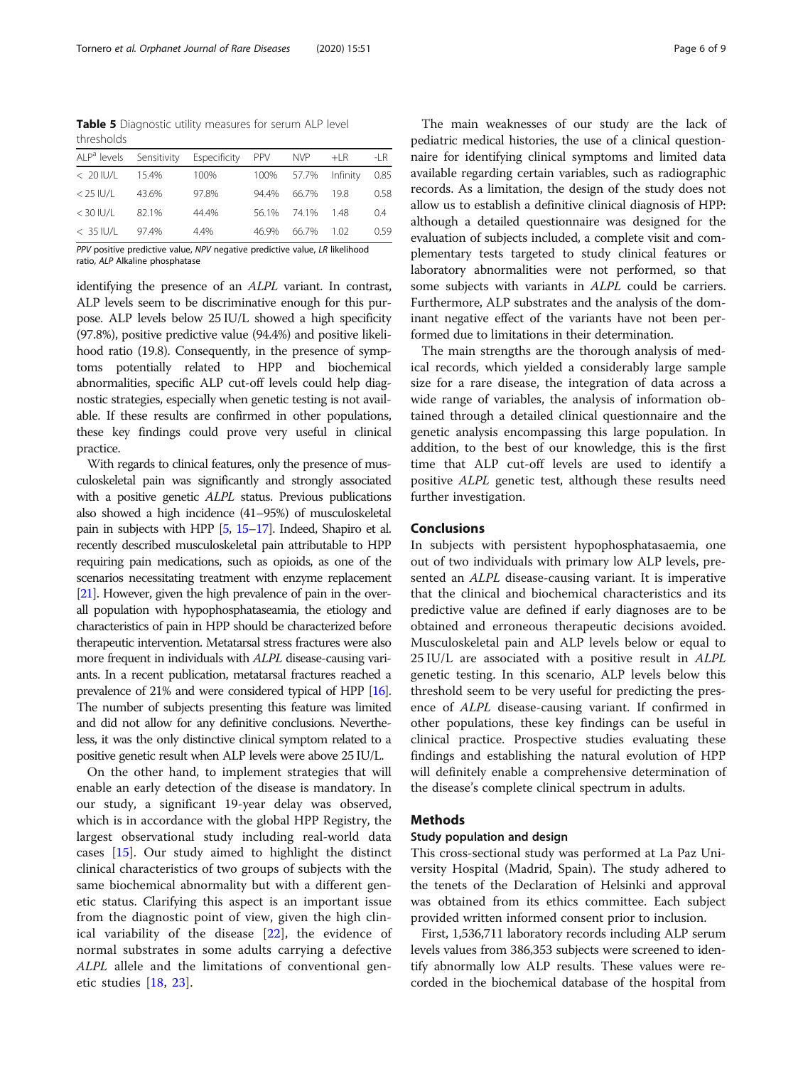**Table 5** Diagnostic utility measures for serum ALP level thresholds

| ALP[a] levels | Sensitivity | Especificity | PPV | NVP | +LR | -LR |
|---|---|---|---|---|---|---|
| < 20 IU/L | 15.4% | 100% | 100% | 57.7% | Infinity | 0.85 |
| < 25 IU/L | 43.6% | 97.8% | 94.4% | 66.7% | 19.8 | 0.58 |
| < 30 IU/L | 82.1% | 44.4% | 56.1% | 74.1% | 1.48 | 0.4 |
| < 35 IU/L | 97.4% | 4.4% | 46.9% | 66.7% | 1.02 | 0.59 |

*PPV* positive predictive value, *NPV* negative predictive value, *LR* likelihood ratio, *ALP* Alkaline phosphatase

identifying the presence of an *ALPL* variant. In contrast, ALP levels seem to be discriminative enough for this purpose. ALP levels below 25 IU/L showed a high specificity (97.8%), positive predictive value (94.4%) and positive likelihood ratio (19.8). Consequently, in the presence of symptoms potentially related to HPP and biochemical abnormalities, specific ALP cut-off levels could help diagnostic strategies, especially when genetic testing is not available. If these results are confirmed in other populations, these key findings could prove very useful in clinical practice.

With regards to clinical features, only the presence of musculoskeletal pain was significantly and strongly associated with a positive genetic *ALPL* status. Previous publications also showed a high incidence (41–95%) of musculoskeletal pain in subjects with HPP [5, 15–17]. Indeed, Shapiro et al. recently described musculoskeletal pain attributable to HPP requiring pain medications, such as opioids, as one of the scenarios necessitating treatment with enzyme replacement [21]. However, given the high prevalence of pain in the overall population with hypophosphataseamia, the etiology and characteristics of pain in HPP should be characterized before therapeutic intervention. Metatarsal stress fractures were also more frequent in individuals with *ALPL* disease-causing variants. In a recent publication, metatarsal fractures reached a prevalence of 21% and were considered typical of HPP [16]. The number of subjects presenting this feature was limited and did not allow for any definitive conclusions. Nevertheless, it was the only distinctive clinical symptom related to a positive genetic result when ALP levels were above 25 IU/L.

On the other hand, to implement strategies that will enable an early detection of the disease is mandatory. In our study, a significant 19-year delay was observed, which is in accordance with the global HPP Registry, the largest observational study including real-world data cases [15]. Our study aimed to highlight the distinct clinical characteristics of two groups of subjects with the same biochemical abnormality but with a different genetic status. Clarifying this aspect is an important issue from the diagnostic point of view, given the high clinical variability of the disease [22], the evidence of normal substrates in some adults carrying a defective *ALPL* allele and the limitations of conventional genetic studies [18, 23].

The main weaknesses of our study are the lack of pediatric medical histories, the use of a clinical questionnaire for identifying clinical symptoms and limited data available regarding certain variables, such as radiographic records. As a limitation, the design of the study does not allow us to establish a definitive clinical diagnosis of HPP: although a detailed questionnaire was designed for the evaluation of subjects included, a complete visit and complementary tests targeted to study clinical features or laboratory abnormalities were not performed, so that some subjects with variants in *ALPL* could be carriers. Furthermore, ALP substrates and the analysis of the dominant negative effect of the variants have not been performed due to limitations in their determination.

The main strengths are the thorough analysis of medical records, which yielded a considerably large sample size for a rare disease, the integration of data across a wide range of variables, the analysis of information obtained through a detailed clinical questionnaire and the genetic analysis encompassing this large population. In addition, to the best of our knowledge, this is the first time that ALP cut-off levels are used to identify a positive *ALPL* genetic test, although these results need further investigation.

## Conclusions

In subjects with persistent hypophosphatasaemia, one out of two individuals with primary low ALP levels, presented an *ALPL* disease-causing variant. It is imperative that the clinical and biochemical characteristics and its predictive value are defined if early diagnoses are to be obtained and erroneous therapeutic decisions avoided. Musculoskeletal pain and ALP levels below or equal to 25 IU/L are associated with a positive result in *ALPL* genetic testing. In this scenario, ALP levels below this threshold seem to be very useful for predicting the presence of *ALPL* disease-causing variant. If confirmed in other populations, these key findings can be useful in clinical practice. Prospective studies evaluating these findings and establishing the natural evolution of HPP will definitely enable a comprehensive determination of the disease's complete clinical spectrum in adults.

## Methods

### Study population and design

This cross-sectional study was performed at La Paz University Hospital (Madrid, Spain). The study adhered to the tenets of the Declaration of Helsinki and approval was obtained from its ethics committee. Each subject provided written informed consent prior to inclusion.

First, 1,536,711 laboratory records including ALP serum levels values from 386,353 subjects were screened to identify abnormally low ALP results. These values were recorded in the biochemical database of the hospital from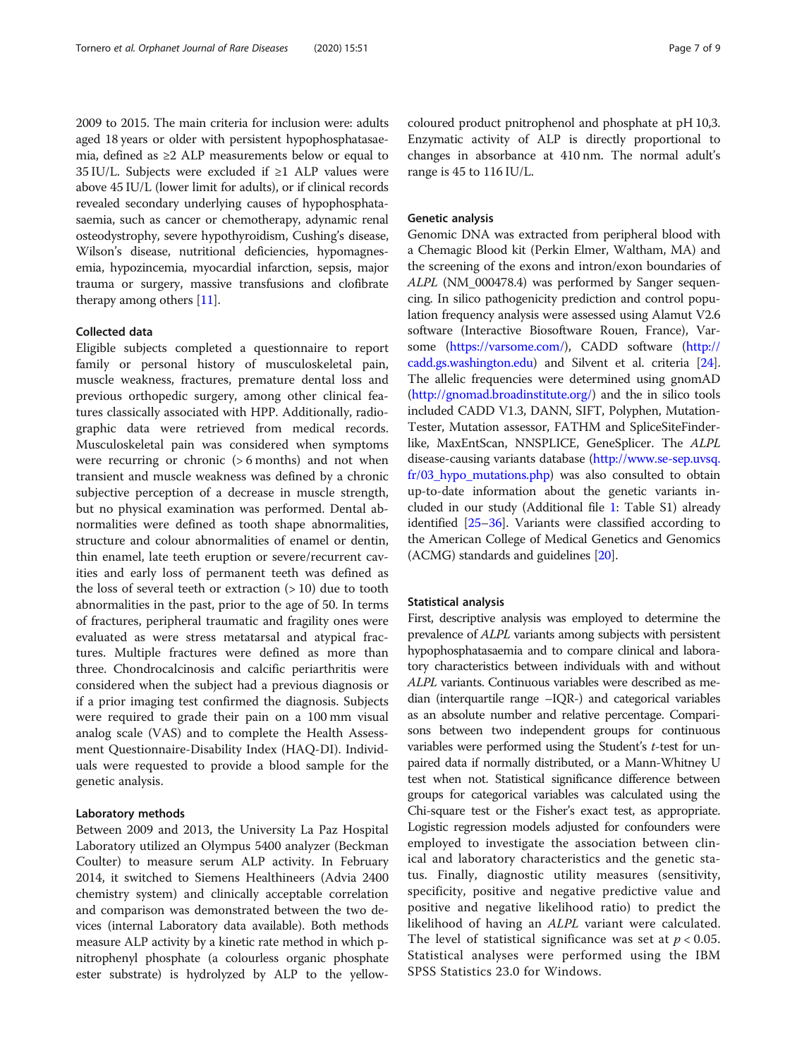2009 to 2015. The main criteria for inclusion were: adults aged 18 years or older with persistent hypophosphatasaemia, defined as ≥2 ALP measurements below or equal to 35 IU/L. Subjects were excluded if ≥1 ALP values were above 45 IU/L (lower limit for adults), or if clinical records revealed secondary underlying causes of hypophosphatasaemia, such as cancer or chemotherapy, adynamic renal osteodystrophy, severe hypothyroidism, Cushing's disease, Wilson's disease, nutritional deficiencies, hypomagnesemia, hypozincemia, myocardial infarction, sepsis, major trauma or surgery, massive transfusions and clofibrate therapy among others [11].

### Collected data

Eligible subjects completed a questionnaire to report family or personal history of musculoskeletal pain, muscle weakness, fractures, premature dental loss and previous orthopedic surgery, among other clinical features classically associated with HPP. Additionally, radiographic data were retrieved from medical records. Musculoskeletal pain was considered when symptoms were recurring or chronic (> 6 months) and not when transient and muscle weakness was defined by a chronic subjective perception of a decrease in muscle strength, but no physical examination was performed. Dental abnormalities were defined as tooth shape abnormalities, structure and colour abnormalities of enamel or dentin, thin enamel, late teeth eruption or severe/recurrent cavities and early loss of permanent teeth was defined as the loss of several teeth or extraction (> 10) due to tooth abnormalities in the past, prior to the age of 50. In terms of fractures, peripheral traumatic and fragility ones were evaluated as were stress metatarsal and atypical fractures. Multiple fractures were defined as more than three. Chondrocalcinosis and calcific periarthritis were considered when the subject had a previous diagnosis or if a prior imaging test confirmed the diagnosis. Subjects were required to grade their pain on a 100 mm visual analog scale (VAS) and to complete the Health Assessment Questionnaire-Disability Index (HAQ-DI). Individuals were requested to provide a blood sample for the genetic analysis.

### Laboratory methods

Between 2009 and 2013, the University La Paz Hospital Laboratory utilized an Olympus 5400 analyzer (Beckman Coulter) to measure serum ALP activity. In February 2014, it switched to Siemens Healthineers (Advia 2400 chemistry system) and clinically acceptable correlation and comparison was demonstrated between the two devices (internal Laboratory data available). Both methods measure ALP activity by a kinetic rate method in which p-nitrophenyl phosphate (a colourless organic phosphate ester substrate) is hydrolyzed by ALP to the yellow-coloured product pnitrophenol and phosphate at pH 10,3. Enzymatic activity of ALP is directly proportional to changes in absorbance at 410 nm. The normal adult's range is 45 to 116 IU/L.

### Genetic analysis

Genomic DNA was extracted from peripheral blood with a Chemagic Blood kit (Perkin Elmer, Waltham, MA) and the screening of the exons and intron/exon boundaries of *ALPL* (NM_000478.4) was performed by Sanger sequencing. In silico pathogenicity prediction and control population frequency analysis were assessed using Alamut V2.6 software (Interactive Biosoftware Rouen, France), Varsome (https://varsome.com/), CADD software (http://cadd.gs.washington.edu) and Silvent et al. criteria [24]. The allelic frequencies were determined using gnomAD (http://gnomad.broadinstitute.org/) and the in silico tools included CADD V1.3, DANN, SIFT, Polyphen, MutationTester, Mutation assessor, FATHM and SpliceSiteFinder-like, MaxEntScan, NNSPLICE, GeneSplicer. The *ALPL* disease-causing variants database (http://www.se-sep.uvsq.fr/03_hypo_mutations.php) was also consulted to obtain up-to-date information about the genetic variants included in our study (Additional file 1: Table S1) already identified [25–36]. Variants were classified according to the American College of Medical Genetics and Genomics (ACMG) standards and guidelines [20].

### Statistical analysis

First, descriptive analysis was employed to determine the prevalence of *ALPL* variants among subjects with persistent hypophosphatasaemia and to compare clinical and laboratory characteristics between individuals with and without *ALPL* variants. Continuous variables were described as median (interquartile range –IQR-) and categorical variables as an absolute number and relative percentage. Comparisons between two independent groups for continuous variables were performed using the Student's *t*-test for unpaired data if normally distributed, or a Mann-Whitney U test when not. Statistical significance difference between groups for categorical variables was calculated using the Chi-square test or the Fisher's exact test, as appropriate. Logistic regression models adjusted for confounders were employed to investigate the association between clinical and laboratory characteristics and the genetic status. Finally, diagnostic utility measures (sensitivity, specificity, positive and negative predictive value and positive and negative likelihood ratio) to predict the likelihood of having an *ALPL* variant were calculated. The level of statistical significance was set at $p < 0.05$. Statistical analyses were performed using the IBM SPSS Statistics 23.0 for Windows.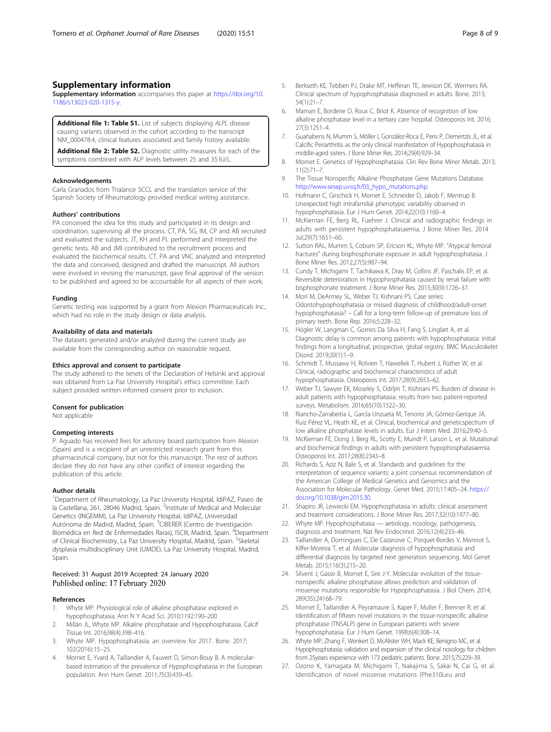## Supplementary information

**Supplementary information** accompanies this paper at https://doi.org/10.1186/s13023-020-1315-y.

**Additional file 1: Table S1.** List of subjects displaying *ALPL* disease causing variants observed in the cohort according to the transcript NM_000478.4, clinical features associated and family history available.

**Additional file 2: Table S2.** Diagnostic utility measures for each of the symptoms combined with ALP levels between 25 and 35 IU/L.

### Acknowledgements

Carla Granados from Trialance SCCL and the translation service of the Spanish Society of Rheumatology provided medical writing assistance.

### Authors' contributions

PA conceived the idea for this study and participated in its design and coordination, supervising all the process. CT, PA, SG, IM, CP and AB recruited and evaluated the subjects. JT, KH and PL performed and interpreted the genetic tests. AB and JMI contributed to the recruitment process and evaluated the biochemical results. CT, PA and VNC analyzed and interpreted the data and conceived, designed and drafted the manuscript. All authors were involved in revising the manuscript, gave final approval of the version to be published and agreed to be accountable for all aspects of their work.

### Funding

Genetic testing was supported by a grant from Alexion Pharmaceuticals Inc., which had no role in the study design or data analysis.

### Availability of data and materials

The datasets generated and/or analyzed during the current study are available from the corresponding author on reasonable request.

### Ethics approval and consent to participate

The study adhered to the tenets of the Declaration of Helsinki and approval was obtained from La Paz University Hospital's ethics committee. Each subject provided written informed consent prior to inclusion.

### Consent for publication

Not applicable

### Competing interests

P. Aguado has received fees for advisory board participation from Alexion (Spain) and is a recipient of an unrestricted research grant from this pharmaceutical company, but not for this manuscript. The rest of authors declare they do not have any other conflict of interest regarding the publication of this article.

### Author details

[1]Department of Rheumatology, La Paz University Hospital, IdiPAZ, Paseo de la Castellana, 261, 28046 Madrid, Spain. [2]Institute of Medical and Molecular Genetics (INGEMM), La Paz University Hospital, IdiPAZ, Universidad Autónoma de Madrid, Madrid, Spain. [3]CIBERER (Centro de Investigación Biomédica en Red de Enfermedades Raras), ISCIII, Madrid, Spain. [4]Department of Clinical Biochemistry, La Paz University Hospital, Madrid, Spain. [5]Skeletal dysplasia multidisciplinary Unit (UMDE), La Paz University Hospital, Madrid, Spain.

Received: 31 August 2019 Accepted: 24 January 2020
Published online: 17 February 2020

### References

1. Whyte MP. Physiological role of alkaline phosphatase explored in hypophosphatasia. Ann N Y Acad Sci. 2010;1192:190–200.
2. Millán JL, Whyte MP. Alkaline phosphatase and Hypophosphatasia. Calcif Tissue Int. 2016;98(4):398–416.
3. Whyte MP. Hypophosphatasia: an overview for 2017. Bone. 2017; 102(2016):15–25.
4. Mornet E, Yvard A, Taillandier A, Fauvert D, Simon-Bouy B. A molecular-based estimation of the prevalence of Hypophosphatasia in the European population. Ann Hum Genet. 2011;75(3):439–45.
5. Berkseth KE, Tebben PJ, Drake MT, Hefferan TE, Jewison DE, Wermers RA. Clinical spectrum of hypophosphatasia diagnosed in adults. Bone. 2013; 54(1):21–7.
6. Maman E, Borderie D, Roux C, Briot K. Absence of recognition of low alkaline phosphatase level in a tertiary care hospital. Osteoporos Int. 2016; 27(3):1251–4.
7. Guañabens N, Mumm S, Möller I, González-Roca E, Peris P, Demertzis JL, et al. Calcific Periarthritis as the only clinical manifestation of Hypophosphatasia in middle-aged sisters. J Bone Miner Res. 2014;29(4):929–34.
8. Mornet E. Genetics of Hypophosphatasia. Clin Rev Bone Miner Metab. 2013; 11(2):71–7.
9. The Tissue Nonspecific Alkaline Phosphatase Gene Mutations Database. http://www.sesep.uvsq.fr/03_hypo_mutations.php.
10. Hofmann C, Girschick H, Mornet E, Schneider D, Jakob F, Mentrup B. Unexpected high intrafamilial phenotypic variability observed in hypophosphatasia. Eur J Hum Genet. 2014;22(10):1160–4.
11. McKiernan FE, Berg RL, Fuehrer J. Clinical and radiographic findings in adults with persistent hypophosphatasaemia. J Bone Miner Res. 2014 Jul;29(7):1651–60.
12. Sutton RAL, Mumm S, Coburn SP, Ericson KL, Whyte MP. "Atypical femoral fractures" during bisphosphonate exposure in adult hypophosphatasia. J Bone Miner Res. 2012;27(5):987–94.
13. Cundy T, Michigami T, Tachikawa K, Dray M, Collins JF, Paschalis EP, et al. Reversible deterioration in Hypophosphatasia caused by renal failure with bisphosphonate treatment. J Bone Miner Res. 2015;30(9):1726–37.
14. Mori M, DeArmey SL, Weber TJ, Kishnani PS. Case series: Odontohypophosphatasia or missed diagnosis of childhood/adult-onset hypophosphatasia? – Call for a long-term follow-up of premature loss of primary teeth. Bone Rep. 2016;5:228–32.
15. Högler W, Langman C, Gomes Da Silva H, Fang S, Linglart A, et al. Diagnostic delay is common among patients with hypophosphatasia: initial findings from a longitudinal, prospective, global registry. BMC Musculoskelet Disord. 2019;20(1):1–9.
16. Schmidt T, Mussawy H, Rolvien T, Hawellek T, Hubert J, Rüther W, et al. Clinical, radiographic and biochemical characteristics of adult hypophosphatasia. Osteoporos Int. 2017;28(9):2653–62.
17. Weber TJ, Sawyer EK, Moseley S, Odrljin T, Kishnani PS. Burden of disease in adult patients with hypophosphatasia: results from two patient-reported surveys. Metabolism. 2016;65(10):1522–30.
18. Riancho-Zarrabeitia L, García-Unzueta M, Tenorio JA, Gómez-Gerique JA, Ruiz Pérez VL, Heath KE, et al. Clinical, biochemical and geneticspectrum of low alkaline phosphatase levels in adults. Eur J Intern Med. 2016;29:40–5.
19. McKiernan FE, Dong J, Berg RL, Scotty E, Mundt P, Larson L, et al. Mutational and biochemical findings in adults with persistent hypophosphatasaemia. Osteoporos Int. 2017;28(8):2343–8.
20. Richards S, Aziz N, Bale S, et al. Standards and guidelines for the interpretation of sequence variants: a joint consensus recommendation of the American College of Medical Genetics and Genomics and the Association for Molecular Pathology. Genet Med. 2015;17:405–24. https://doi.org/10.1038/gim.2015.30.
21. Shapiro JR, Lewiecki EM. Hypophosphatasia in adults: clinical assessment and treatment considerations. J Bone Miner Res. 2017;32(10):1977–80.
22. Whyte MP. Hypophosphatasia — aetiology, nosology, pathogenesis, diagnosis and treatment. Nat Rev Endocrinol. 2016;12(4):233–46.
23. Taillandier A, Domingues C, De Cazanove C, Porquet-Bordes V, Monnot S, Kiffer-Moreira T, et al. Molecular diagnosis of hypophosphatasia and differential diagnosis by targeted next generation sequencing. Mol Genet Metab. 2015;116(3):215–20.
24. Silvent J, Gasse B, Mornet E, Sire J-Y. Molecular evolution of the tissue-nonspecific alkaline phosphatase allows prediction and validation of missense mutations responsible for Hypophosphatasia. J Biol Chem. 2014; 289(35):24168–79.
25. Mornet E, Taillandier A, Peyramaure S, Kaper F, Muller F, Brenner R, et al. Identification of fifteen novel mutations in the tissue-nonspecific alkaline phosphatase (TNSALP) gene in European patients with severe hypophosphatasia. Eur J Hum Genet. 1998;6(4):308–14.
26. Whyte MP, Zhang F, Wenkert D, McAlister WH, Mack KE, Benigno MC, et al. Hypophosphatasia: validation and expansion of the clinical nosology for children from 25years experience with 173 pediatric patients. Bone. 2015;75:229–39.
27. Ozono K, Yamagata M, Michigami T, Nakajima S, Sakai N, Cai G, et al. Identification of novel missense mutations (Phe310Leu and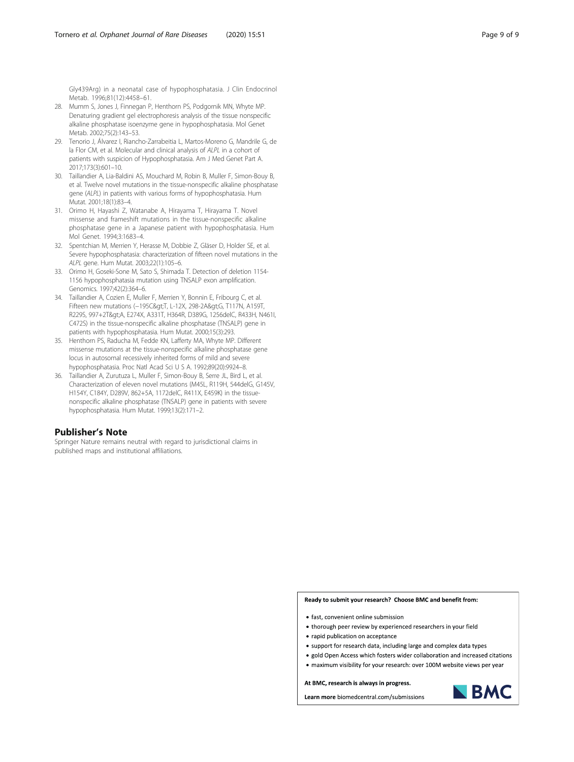Gly439Arg) in a neonatal case of hypophosphatasia. J Clin Endocrinol Metab. 1996;81(12):4458–61.

28. Mumm S, Jones J, Finnegan P, Henthorn PS, Podgornik MN, Whyte MP. Denaturing gradient gel electrophoresis analysis of the tissue nonspecific alkaline phosphatase isoenzyme gene in hypophosphatasia. Mol Genet Metab. 2002;75(2):143–53.
29. Tenorio J, Álvarez I, Riancho-Zarrabeitia L, Martos-Moreno G, Mandrile G, de la Flor CM, et al. Molecular and clinical analysis of *ALPL* in a cohort of patients with suspicion of Hypophosphatasia. Am J Med Genet Part A. 2017;173(3):601–10.
30. Taillandier A, Lia-Baldini AS, Mouchard M, Robin B, Muller F, Simon-Bouy B, et al. Twelve novel mutations in the tissue-nonspecific alkaline phosphatase gene (*ALPL*) in patients with various forms of hypophosphatasia. Hum Mutat. 2001;18(1):83–4.
31. Orimo H, Hayashi Z, Watanabe A, Hirayama T, Hirayama T. Novel missense and frameshift mutations in the tissue-nonspecific alkaline phosphatase gene in a Japanese patient with hypophosphatasia. Hum Mol Genet. 1994;3:1683–4.
32. Spentchian M, Merrien Y, Herasse M, Dobbie Z, Gläser D, Holder SE, et al. Severe hypophosphatasia: characterization of fifteen novel mutations in the *ALPL* gene. Hum Mutat. 2003;22(1):105–6.
33. Orimo H, Goseki-Sone M, Sato S, Shimada T. Detection of deletion 1154-1156 hypophosphatasia mutation using TNSALP exon amplification. Genomics. 1997;42(2):364–6.
34. Taillandier A, Cozien E, Muller F, Merrien Y, Bonnin E, Fribourg C, et al. Fifteen new mutations (−195C&gt;T, L-12X, 298-2A&gt;G, T117N, A159T, R229S, 997+2T&gt;A, E274X, A331T, H364R, D389G, 1256delC, R433H, N461I, C472S) in the tissue-nonspecific alkaline phosphatase (TNSALP) gene in patients with hypophosphatasia. Hum Mutat. 2000;15(3):293.
35. Henthorn PS, Raducha M, Fedde KN, Lafferty MA, Whyte MP. Different missense mutations at the tissue-nonspecific alkaline phosphatase gene locus in autosomal recessively inherited forms of mild and severe hypophosphatasia. Proc Natl Acad Sci U S A. 1992;89(20):9924–8.
36. Taillandier A, Zurutuza L, Muller F, Simon-Bouy B, Serre JL, Bird L, et al. Characterization of eleven novel mutations (M45L, R119H, 544delG, G145V, H154Y, C184Y, D289V, 862+5A, 1172delC, R411X, E459K) in the tissue-nonspecific alkaline phosphatase (TNSALP) gene in patients with severe hypophosphatasia. Hum Mutat. 1999;13(2):171–2.

## Publisher's Note

Springer Nature remains neutral with regard to jurisdictional claims in published maps and institutional affiliations.

**Ready to submit your research? Choose BMC and benefit from:**

- fast, convenient online submission
- thorough peer review by experienced researchers in your field
- rapid publication on acceptance
- support for research data, including large and complex data types
- gold Open Access which fosters wider collaboration and increased citations
- maximum visibility for your research: over 100M website views per year

**At BMC, research is always in progress.**

**Learn more** biomedcentral.com/submissions

BMC